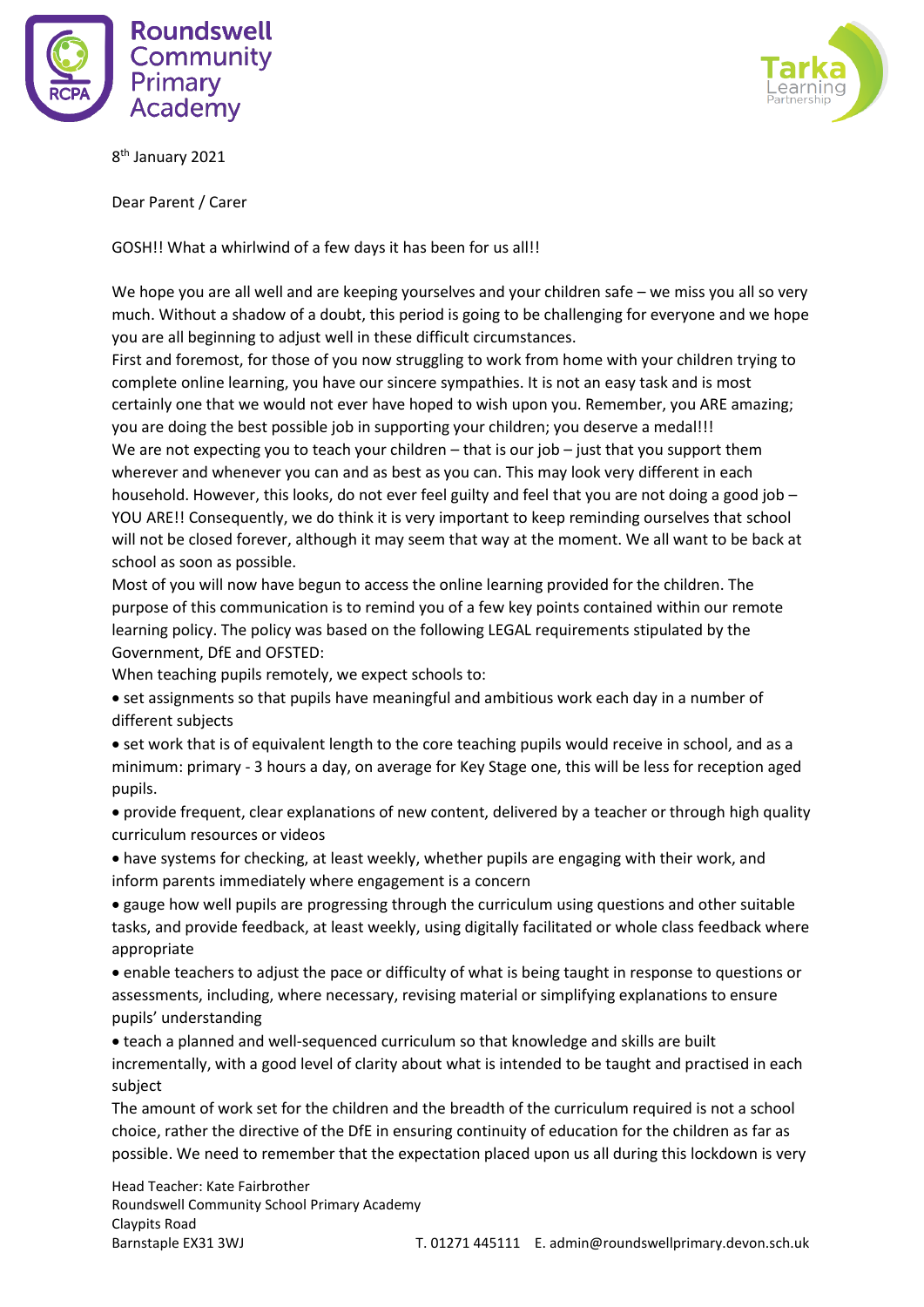Roundswell Community Primary Academy

Tarka Learning Partnership

8th January 2021

Dear Parent / Carer

GOSH!! What a whirlwind of a few days it has been for us all!!

We hope you are all well and are keeping yourselves and your children safe – we miss you all so very much. Without a shadow of a doubt, this period is going to be challenging for everyone and we hope you are all beginning to adjust well in these difficult circumstances.

First and foremost, for those of you now struggling to work from home with your children trying to complete online learning, you have our sincere sympathies. It is not an easy task and is most certainly one that we would not ever have hoped to wish upon you. Remember, you ARE amazing; you are doing the best possible job in supporting your children; you deserve a medal!!!

We are not expecting you to teach your children – that is our job – just that you support them wherever and whenever you can and as best as you can. This may look very different in each household. However, this looks, do not ever feel guilty and feel that you are not doing a good job – YOU ARE!! Consequently, we do think it is very important to keep reminding ourselves that school will not be closed forever, although it may seem that way at the moment. We all want to be back at school as soon as possible.

Most of you will now have begun to access the online learning provided for the children. The purpose of this communication is to remind you of a few key points contained within our remote learning policy. The policy was based on the following LEGAL requirements stipulated by the Government, DfE and OFSTED:

When teaching pupils remotely, we expect schools to:

- set assignments so that pupils have meaningful and ambitious work each day in a number of different subjects
- set work that is of equivalent length to the core teaching pupils would receive in school, and as a minimum: primary - 3 hours a day, on average for Key Stage one, this will be less for reception aged pupils.
- provide frequent, clear explanations of new content, delivered by a teacher or through high quality curriculum resources or videos
- have systems for checking, at least weekly, whether pupils are engaging with their work, and inform parents immediately where engagement is a concern
- gauge how well pupils are progressing through the curriculum using questions and other suitable tasks, and provide feedback, at least weekly, using digitally facilitated or whole class feedback where appropriate
- enable teachers to adjust the pace or difficulty of what is being taught in response to questions or assessments, including, where necessary, revising material or simplifying explanations to ensure pupils' understanding
- teach a planned and well-sequenced curriculum so that knowledge and skills are built incrementally, with a good level of clarity about what is intended to be taught and practised in each subject

The amount of work set for the children and the breadth of the curriculum required is not a school choice, rather the directive of the DfE in ensuring continuity of education for the children as far as possible. We need to remember that the expectation placed upon us all during this lockdown is very

Head Teacher: Kate Fairbrother
Roundswell Community School Primary Academy
Claypits Road
Barnstaple EX31 3WJ
T. 01271 445111 E. admin@roundswellprimary.devon.sch.uk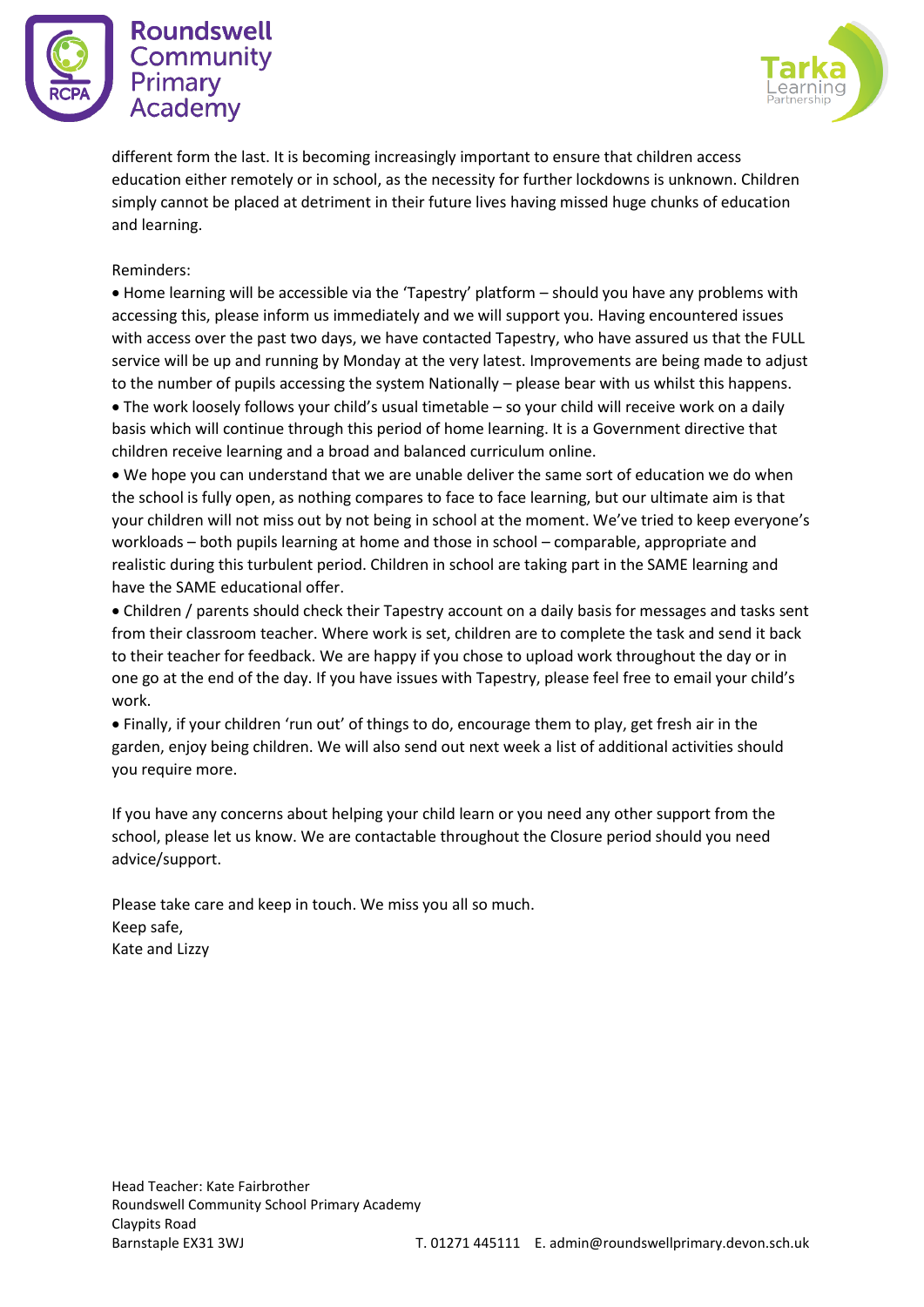different form the last. It is becoming increasingly important to ensure that children access education either remotely or in school, as the necessity for further lockdowns is unknown. Children simply cannot be placed at detriment in their future lives having missed huge chunks of education and learning.

Reminders:

- Home learning will be accessible via the 'Tapestry' platform – should you have any problems with accessing this, please inform us immediately and we will support you. Having encountered issues with access over the past two days, we have contacted Tapestry, who have assured us that the FULL service will be up and running by Monday at the very latest. Improvements are being made to adjust to the number of pupils accessing the system Nationally – please bear with us whilst this happens.
- The work loosely follows your child's usual timetable – so your child will receive work on a daily basis which will continue through this period of home learning. It is a Government directive that children receive learning and a broad and balanced curriculum online.
- We hope you can understand that we are unable deliver the same sort of education we do when the school is fully open, as nothing compares to face to face learning, but our ultimate aim is that your children will not miss out by not being in school at the moment. We've tried to keep everyone's workloads – both pupils learning at home and those in school – comparable, appropriate and realistic during this turbulent period. Children in school are taking part in the SAME learning and have the SAME educational offer.
- Children / parents should check their Tapestry account on a daily basis for messages and tasks sent from their classroom teacher. Where work is set, children are to complete the task and send it back to their teacher for feedback. We are happy if you chose to upload work throughout the day or in one go at the end of the day. If you have issues with Tapestry, please feel free to email your child's work.
- Finally, if your children 'run out' of things to do, encourage them to play, get fresh air in the garden, enjoy being children. We will also send out next week a list of additional activities should you require more.

If you have any concerns about helping your child learn or you need any other support from the school, please let us know. We are contactable throughout the Closure period should you need advice/support.

Please take care and keep in touch. We miss you all so much.
Keep safe,
Kate and Lizzy

Head Teacher: Kate Fairbrother
Roundswell Community School Primary Academy
Claypits Road
Barnstaple EX31 3WJ T. 01271 445111 E. admin@roundswellprimary.devon.sch.uk